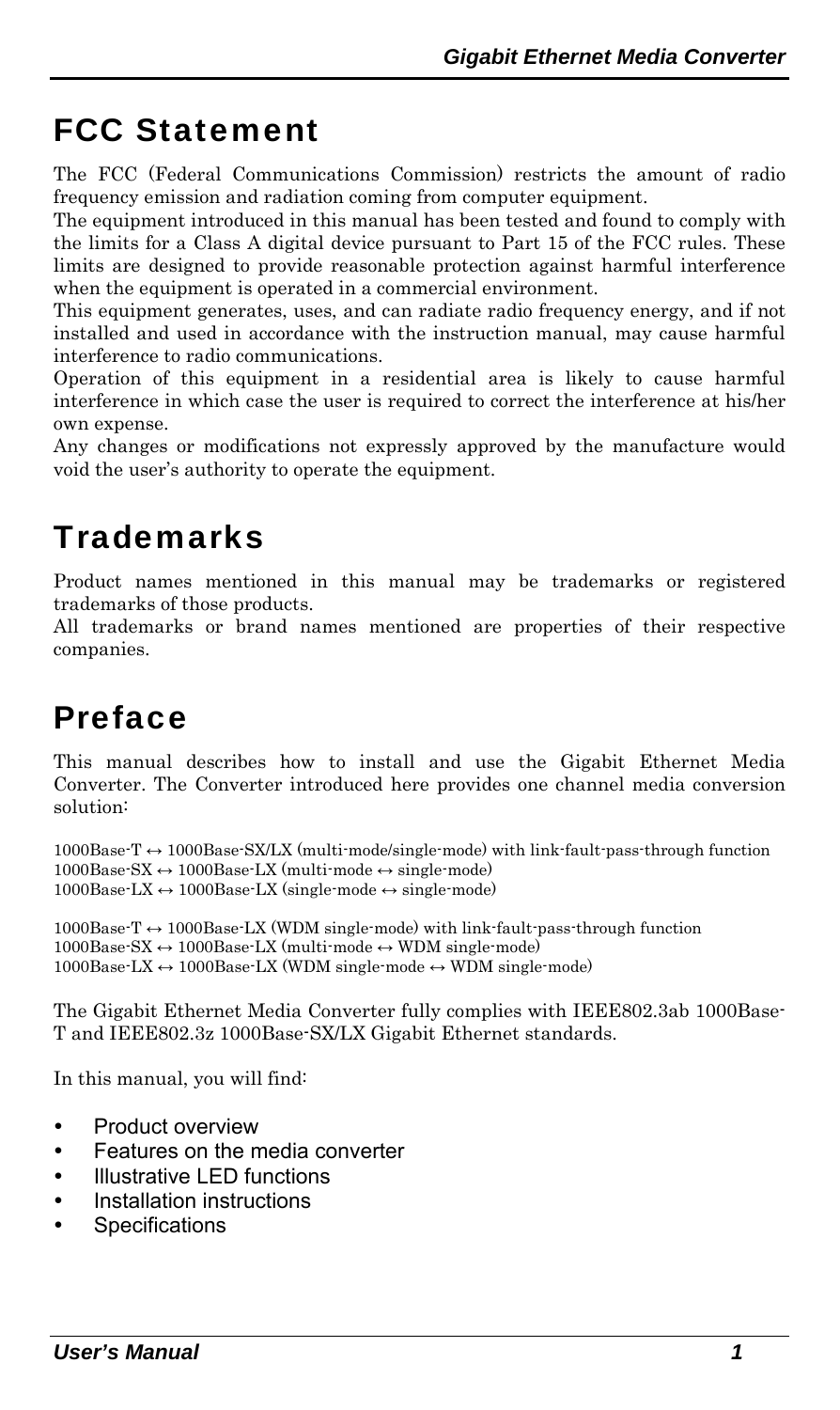# FCC Statement

The FCC (Federal Communications Commission) restricts the amount of radio frequency emission and radiation coming from computer equipment.

The equipment introduced in this manual has been tested and found to comply with the limits for a Class A digital device pursuant to Part 15 of the FCC rules. These limits are designed to provide reasonable protection against harmful interference when the equipment is operated in a commercial environment.

This equipment generates, uses, and can radiate radio frequency energy, and if not installed and used in accordance with the instruction manual, may cause harmful interference to radio communications.

Operation of this equipment in a residential area is likely to cause harmful interference in which case the user is required to correct the interference at his/her own expense.

Any changes or modifications not expressly approved by the manufacture would void the user's authority to operate the equipment.

# Trademarks

Product names mentioned in this manual may be trademarks or registered trademarks of those products.

All trademarks or brand names mentioned are properties of their respective companies.

# Preface

This manual describes how to install and use the Gigabit Ethernet Media Converter. The Converter introduced here provides one channel media conversion solution:

1000Base-T ↔ 1000Base-SX/LX (multi-mode/single-mode) with link-fault-pass-through function
1000Base-SX ↔ 1000Base-LX (multi-mode ↔ single-mode)
1000Base-LX ↔ 1000Base-LX (single-mode ↔ single-mode)

1000Base-T ↔ 1000Base-LX (WDM single-mode) with link-fault-pass-through function
1000Base-SX ↔ 1000Base-LX (multi-mode ↔ WDM single-mode)
1000Base-LX ↔ 1000Base-LX (WDM single-mode ↔ WDM single-mode)

The Gigabit Ethernet Media Converter fully complies with IEEE802.3ab 1000Base-T and IEEE802.3z 1000Base-SX/LX Gigabit Ethernet standards.

In this manual, you will find:

- Product overview
- Features on the media converter
- Illustrative LED functions
- Installation instructions
- Specifications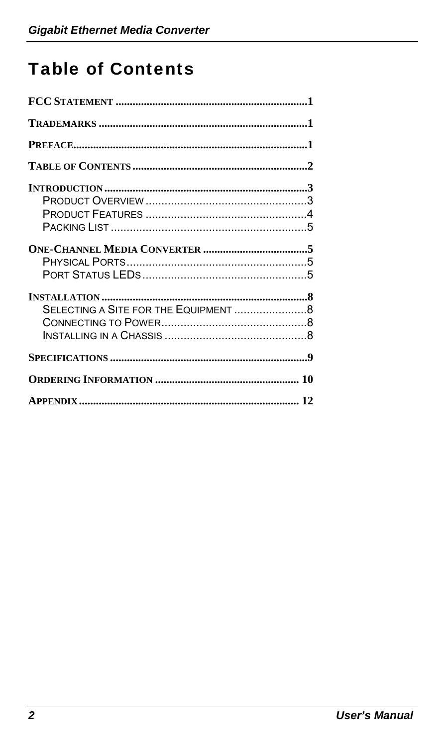# Table of Contents

**FCC STATEMENT** .......................................................................1

**TRADEMARKS** ..........................................................................1

**PREFACE**..................................................................................1

**TABLE OF CONTENTS**.............................................................2

**INTRODUCTION**.......................................................................3
- PRODUCT OVERVIEW ..................................................3
- PRODUCT FEATURES ..................................................4
- PACKING LIST .............................................................5

**ONE-CHANNEL MEDIA CONVERTER** .....................................5
- PHYSICAL PORTS........................................................5
- PORT STATUS LEDS....................................................5

**INSTALLATION**.........................................................................8
- SELECTING A SITE FOR THE EQUIPMENT .......................8
- CONNECTING TO POWER.............................................8
- INSTALLING IN A CHASSIS ............................................8

**SPECIFICATIONS** ......................................................................9

**ORDERING INFORMATION** .................................................. 10

**APPENDIX**............................................................................. 12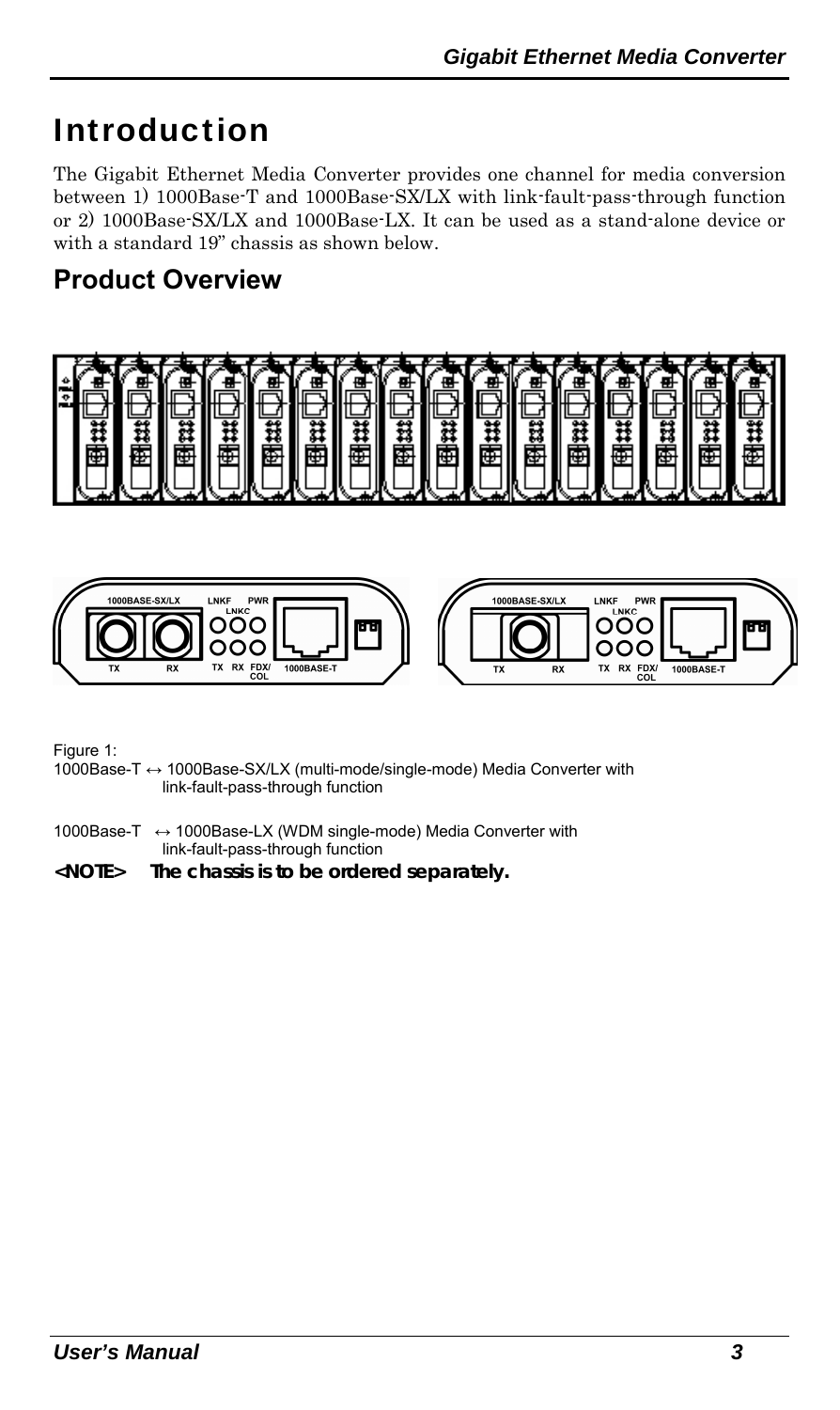# Introduction

The Gigabit Ethernet Media Converter provides one channel for media conversion between 1) 1000Base-T and 1000Base-SX/LX with link-fault-pass-through function or 2) 1000Base-SX/LX and 1000Base-LX. It can be used as a stand-alone device or with a standard 19" chassis as shown below.

## Product Overview

Figure 1:
1000Base-T ↔ 1000Base-SX/LX (multi-mode/single-mode) Media Converter with link-fault-pass-through function

1000Base-T ↔ 1000Base-LX (WDM single-mode) Media Converter with link-fault-pass-through function

**<NOTE> The chassis is to be ordered separately.**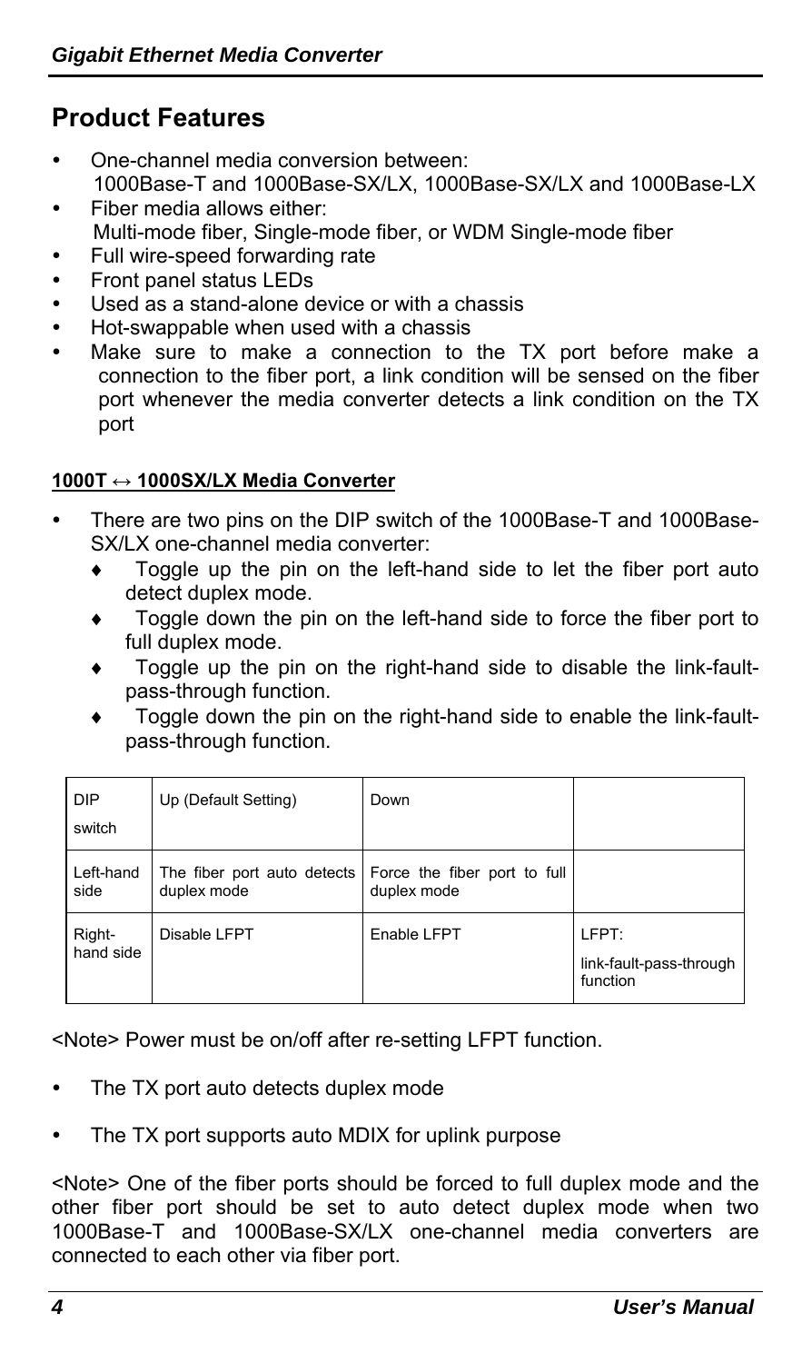## Product Features

- One-channel media conversion between: 1000Base-T and 1000Base-SX/LX, 1000Base-SX/LX and 1000Base-LX
- Fiber media allows either: Multi-mode fiber, Single-mode fiber, or WDM Single-mode fiber
- Full wire-speed forwarding rate
- Front panel status LEDs
- Used as a stand-alone device or with a chassis
- Hot-swappable when used with a chassis
- Make sure to make a connection to the TX port before make a connection to the fiber port, a link condition will be sensed on the fiber port whenever the media converter detects a link condition on the TX port

**1000T ↔ 1000SX/LX Media Converter**

- There are two pins on the DIP switch of the 1000Base-T and 1000Base-SX/LX one-channel media converter:
  - Toggle up the pin on the left-hand side to let the fiber port auto detect duplex mode.
  - Toggle down the pin on the left-hand side to force the fiber port to full duplex mode.
  - Toggle up the pin on the right-hand side to disable the link-fault-pass-through function.
  - Toggle down the pin on the right-hand side to enable the link-fault-pass-through function.

| DIP switch | Up (Default Setting) | Down | |
|---|---|---|---|
| Left-hand side | The fiber port auto detects duplex mode | Force the fiber port to full duplex mode | |
| Right-hand side | Disable LFPT | Enable LFPT | LFPT: link-fault-pass-through function |

<Note> Power must be on/off after re-setting LFPT function.

- The TX port auto detects duplex mode
- The TX port supports auto MDIX for uplink purpose

<Note> One of the fiber ports should be forced to full duplex mode and the other fiber port should be set to auto detect duplex mode when two 1000Base-T and 1000Base-SX/LX one-channel media converters are connected to each other via fiber port.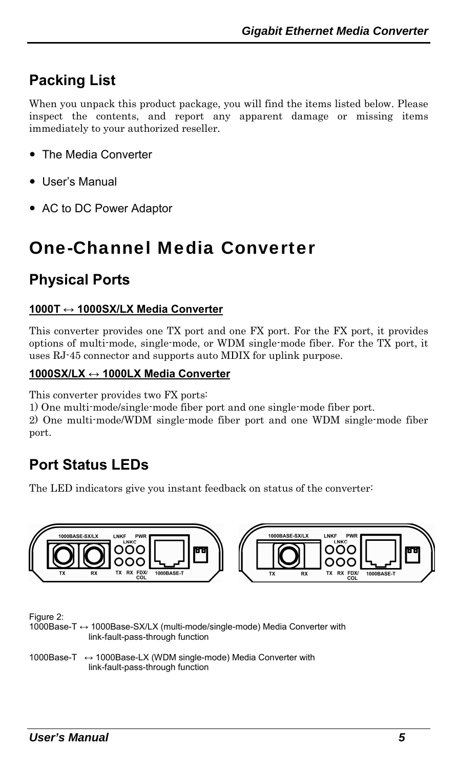## Packing List

When you unpack this product package, you will find the items listed below. Please inspect the contents, and report any apparent damage or missing items immediately to your authorized reseller.

- The Media Converter
- User's Manual
- AC to DC Power Adaptor

# One-Channel Media Converter

## Physical Ports

### 1000T ↔ 1000SX/LX Media Converter

This converter provides one TX port and one FX port. For the FX port, it provides options of multi-mode, single-mode, or WDM single-mode fiber. For the TX port, it uses RJ-45 connector and supports auto MDIX for uplink purpose.

### 1000SX/LX ↔ 1000LX Media Converter

This converter provides two FX ports:
1) One multi-mode/single-mode fiber port and one single-mode fiber port.
2) One multi-mode/WDM single-mode fiber port and one WDM single-mode fiber port.

## Port Status LEDs

The LED indicators give you instant feedback on status of the converter:

Figure 2:
1000Base-T ↔ 1000Base-SX/LX (multi-mode/single-mode) Media Converter with link-fault-pass-through function

1000Base-T ↔ 1000Base-LX (WDM single-mode) Media Converter with link-fault-pass-through function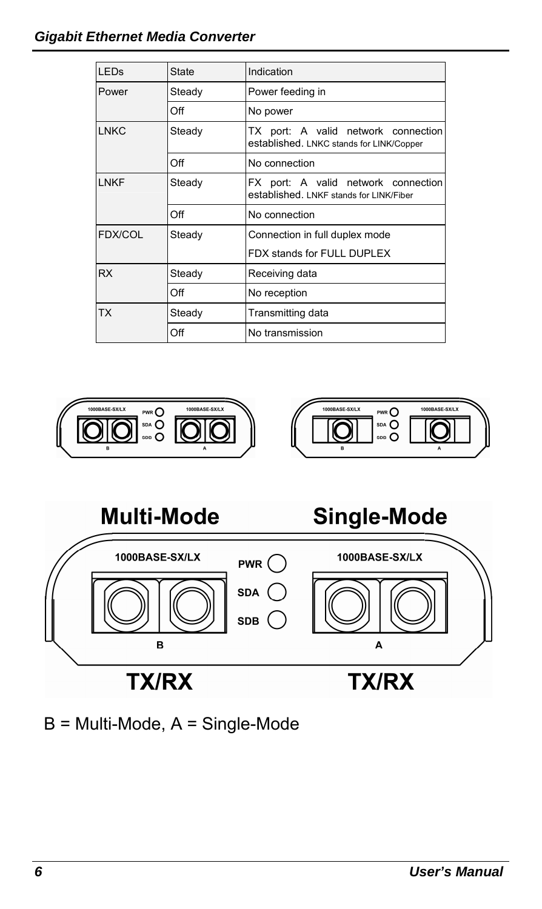| LEDs | State | Indication |
|---|---|---|
| Power | Steady | Power feeding in |
| | Off | No power |
| LNKC | Steady | TX port: A valid network connection established. LNKC stands for LINK/Copper |
| | Off | No connection |
| LNKF | Steady | FX port: A valid network connection established. LNKF stands for LINK/Fiber |
| | Off | No connection |
| FDX/COL | Steady | Connection in full duplex mode<br>FDX stands for FULL DUPLEX |
| RX | Steady | Receiving data |
| | Off | No reception |
| TX | Steady | Transmitting data |
| | Off | No transmission |

B = Multi-Mode, A = Single-Mode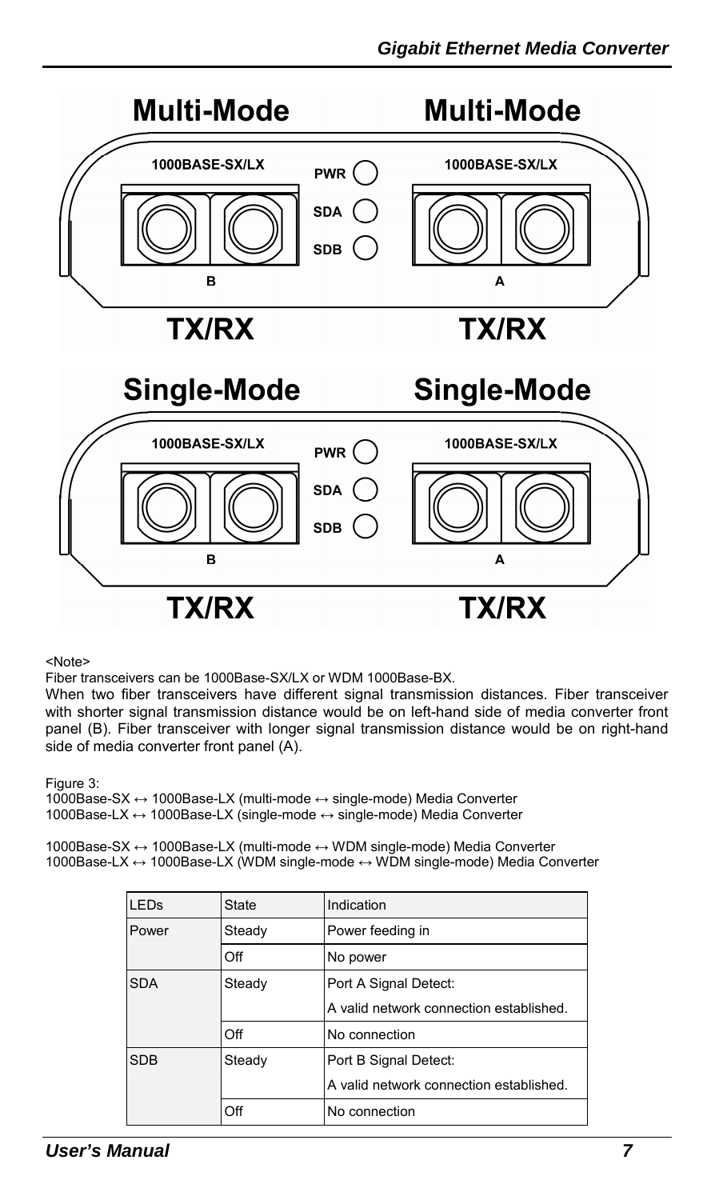<Note>

Fiber transceivers can be 1000Base-SX/LX or WDM 1000Base-BX.

When two fiber transceivers have different signal transmission distances. Fiber transceiver with shorter signal transmission distance would be on left-hand side of media converter front panel (B). Fiber transceiver with longer signal transmission distance would be on right-hand side of media converter front panel (A).

Figure 3:

1000Base-SX ↔ 1000Base-LX (multi-mode ↔ single-mode) Media Converter
1000Base-LX ↔ 1000Base-LX (single-mode ↔ single-mode) Media Converter

1000Base-SX ↔ 1000Base-LX (multi-mode ↔ WDM single-mode) Media Converter
1000Base-LX ↔ 1000Base-LX (WDM single-mode ↔ WDM single-mode) Media Converter

| LEDs | State | Indication |
|---|---|---|
| Power | Steady | Power feeding in |
| | Off | No power |
| SDA | Steady | Port A Signal Detect: A valid network connection established. |
| | Off | No connection |
| SDB | Steady | Port B Signal Detect: A valid network connection established. |
| | Off | No connection |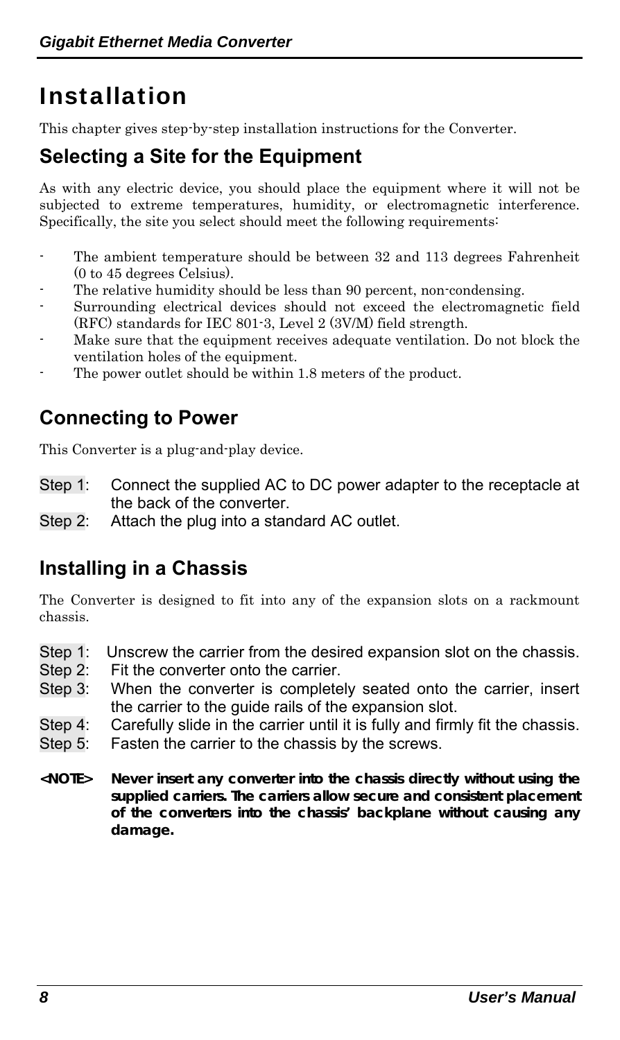# Installation

This chapter gives step-by-step installation instructions for the Converter.

## Selecting a Site for the Equipment

As with any electric device, you should place the equipment where it will not be subjected to extreme temperatures, humidity, or electromagnetic interference. Specifically, the site you select should meet the following requirements:

- The ambient temperature should be between 32 and 113 degrees Fahrenheit (0 to 45 degrees Celsius).
- The relative humidity should be less than 90 percent, non-condensing.
- Surrounding electrical devices should not exceed the electromagnetic field (RFC) standards for IEC 801-3, Level 2 (3V/M) field strength.
- Make sure that the equipment receives adequate ventilation. Do not block the ventilation holes of the equipment.
- The power outlet should be within 1.8 meters of the product.

## Connecting to Power

This Converter is a plug-and-play device.

Step 1: Connect the supplied AC to DC power adapter to the receptacle at the back of the converter.
Step 2: Attach the plug into a standard AC outlet.

## Installing in a Chassis

The Converter is designed to fit into any of the expansion slots on a rackmount chassis.

Step 1: Unscrew the carrier from the desired expansion slot on the chassis.
Step 2: Fit the converter onto the carrier.
Step 3: When the converter is completely seated onto the carrier, insert the carrier to the guide rails of the expansion slot.
Step 4: Carefully slide in the carrier until it is fully and firmly fit the chassis.
Step 5: Fasten the carrier to the chassis by the screws.

**<NOTE> Never insert any converter into the chassis directly without using the supplied carriers. The carriers allow secure and consistent placement of the converters into the chassis' backplane without causing any damage.**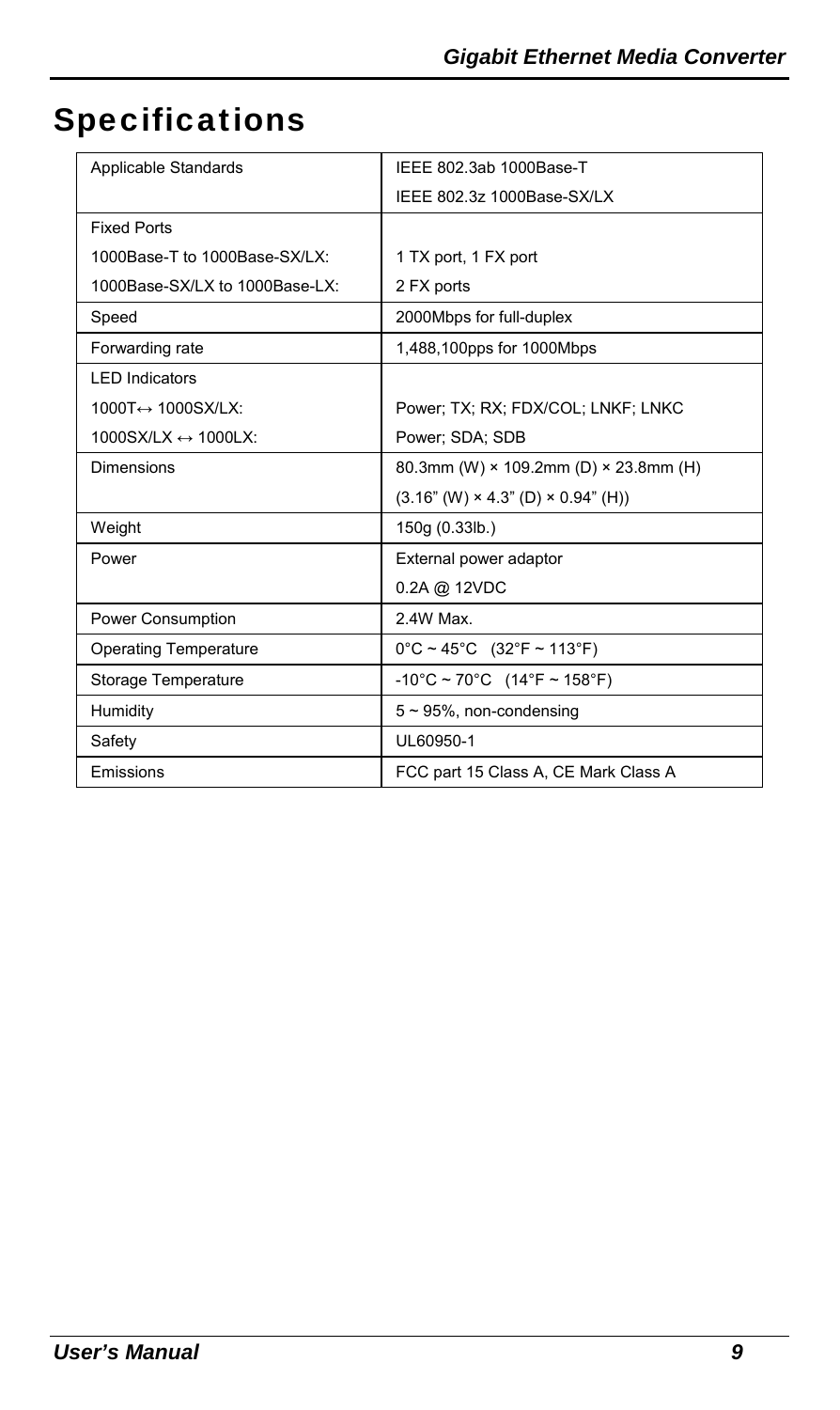# Specifications

| | |
|---|---|
| Applicable Standards | IEEE 802.3ab 1000Base-T<br>IEEE 802.3z 1000Base-SX/LX |
| Fixed Ports<br>1000Base-T to 1000Base-SX/LX:<br>1000Base-SX/LX to 1000Base-LX: | <br>1 TX port, 1 FX port<br>2 FX ports |
| Speed | 2000Mbps for full-duplex |
| Forwarding rate | 1,488,100pps for 1000Mbps |
| LED Indicators<br>1000T↔ 1000SX/LX:<br>1000SX/LX ↔ 1000LX: | <br>Power; TX; RX; FDX/COL; LNKF; LNKC<br>Power; SDA; SDB |
| Dimensions | 80.3mm (W) × 109.2mm (D) × 23.8mm (H)<br>(3.16" (W) × 4.3" (D) × 0.94" (H)) |
| Weight | 150g (0.33lb.) |
| Power | External power adaptor<br>0.2A @ 12VDC |
| Power Consumption | 2.4W Max. |
| Operating Temperature | 0°C ~ 45°C (32°F ~ 113°F) |
| Storage Temperature | -10°C ~ 70°C (14°F ~ 158°F) |
| Humidity | 5 ~ 95%, non-condensing |
| Safety | UL60950-1 |
| Emissions | FCC part 15 Class A, CE Mark Class A |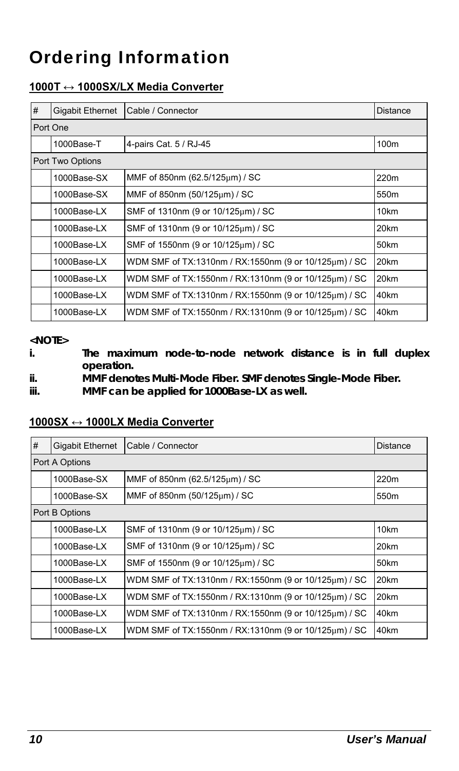# Ordering Information

**1000T ↔ 1000SX/LX Media Converter**

| # | Gigabit Ethernet | Cable / Connector | Distance |
|---|---|---|---|
| Port One | | | |
| | 1000Base-T | 4-pairs Cat. 5 / RJ-45 | 100m |
| Port Two Options | | | |
| | 1000Base-SX | MMF of 850nm (62.5/125μm) / SC | 220m |
| | 1000Base-SX | MMF of 850nm (50/125μm) / SC | 550m |
| | 1000Base-LX | SMF of 1310nm (9 or 10/125μm) / SC | 10km |
| | 1000Base-LX | SMF of 1310nm (9 or 10/125μm) / SC | 20km |
| | 1000Base-LX | SMF of 1550nm (9 or 10/125μm) / SC | 50km |
| | 1000Base-LX | WDM SMF of TX:1310nm / RX:1550nm (9 or 10/125μm) / SC | 20km |
| | 1000Base-LX | WDM SMF of TX:1550nm / RX:1310nm (9 or 10/125μm) / SC | 20km |
| | 1000Base-LX | WDM SMF of TX:1310nm / RX:1550nm (9 or 10/125μm) / SC | 40km |
| | 1000Base-LX | WDM SMF of TX:1550nm / RX:1310nm (9 or 10/125μm) / SC | 40km |

**<NOTE>**

i. **The maximum node-to-node network distance is in full duplex operation.**

ii. **MMF denotes Multi-Mode Fiber. SMF denotes Single-Mode Fiber.**

iii. **MMF can be applied for 1000Base-LX as well.**

**1000SX ↔ 1000LX Media Converter**

| # | Gigabit Ethernet | Cable / Connector | Distance |
|---|---|---|---|
| Port A Options | | | |
| | 1000Base-SX | MMF of 850nm (62.5/125μm) / SC | 220m |
| | 1000Base-SX | MMF of 850nm (50/125μm) / SC | 550m |
| Port B Options | | | |
| | 1000Base-LX | SMF of 1310nm (9 or 10/125μm) / SC | 10km |
| | 1000Base-LX | SMF of 1310nm (9 or 10/125μm) / SC | 20km |
| | 1000Base-LX | SMF of 1550nm (9 or 10/125μm) / SC | 50km |
| | 1000Base-LX | WDM SMF of TX:1310nm / RX:1550nm (9 or 10/125μm) / SC | 20km |
| | 1000Base-LX | WDM SMF of TX:1550nm / RX:1310nm (9 or 10/125μm) / SC | 20km |
| | 1000Base-LX | WDM SMF of TX:1310nm / RX:1550nm (9 or 10/125μm) / SC | 40km |
| | 1000Base-LX | WDM SMF of TX:1550nm / RX:1310nm (9 or 10/125μm) / SC | 40km |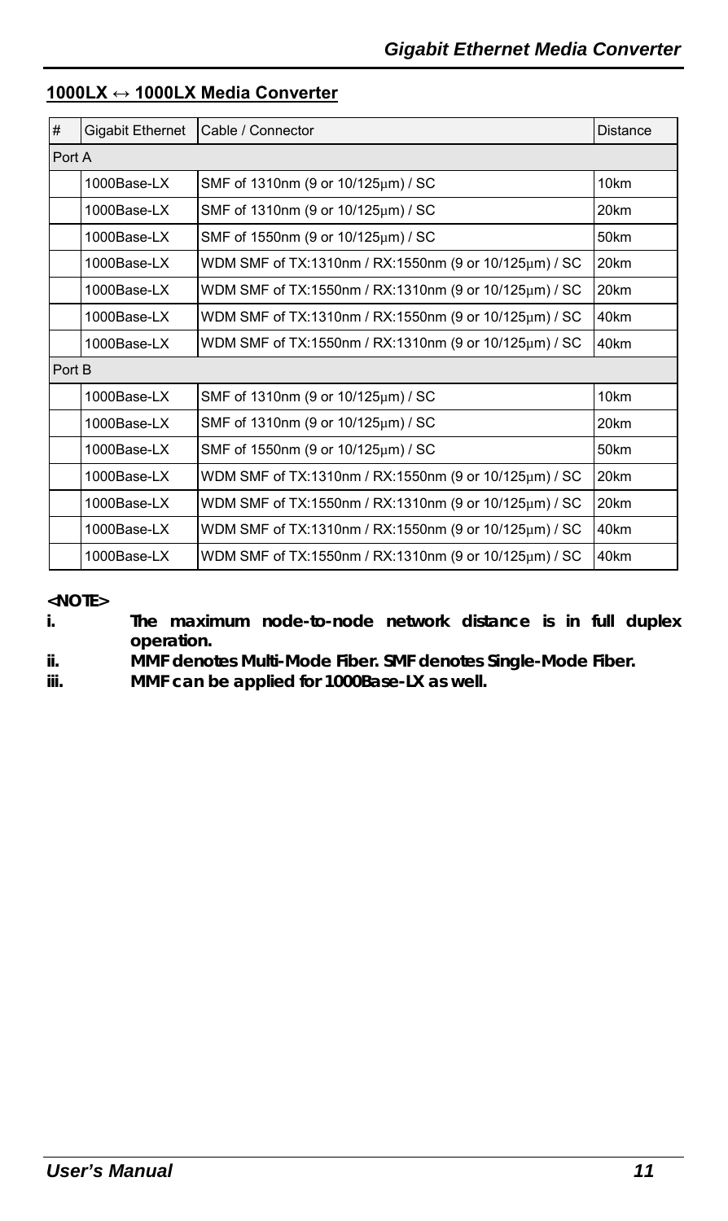## 1000LX ↔ 1000LX Media Converter

| # | Gigabit Ethernet | Cable / Connector | Distance |
|---|---|---|---|
| Port A | | | |
| | 1000Base-LX | SMF of 1310nm (9 or 10/125μm) / SC | 10km |
| | 1000Base-LX | SMF of 1310nm (9 or 10/125μm) / SC | 20km |
| | 1000Base-LX | SMF of 1550nm (9 or 10/125μm) / SC | 50km |
| | 1000Base-LX | WDM SMF of TX:1310nm / RX:1550nm (9 or 10/125μm) / SC | 20km |
| | 1000Base-LX | WDM SMF of TX:1550nm / RX:1310nm (9 or 10/125μm) / SC | 20km |
| | 1000Base-LX | WDM SMF of TX:1310nm / RX:1550nm (9 or 10/125μm) / SC | 40km |
| | 1000Base-LX | WDM SMF of TX:1550nm / RX:1310nm (9 or 10/125μm) / SC | 40km |
| Port B | | | |
| | 1000Base-LX | SMF of 1310nm (9 or 10/125μm) / SC | 10km |
| | 1000Base-LX | SMF of 1310nm (9 or 10/125μm) / SC | 20km |
| | 1000Base-LX | SMF of 1550nm (9 or 10/125μm) / SC | 50km |
| | 1000Base-LX | WDM SMF of TX:1310nm / RX:1550nm (9 or 10/125μm) / SC | 20km |
| | 1000Base-LX | WDM SMF of TX:1550nm / RX:1310nm (9 or 10/125μm) / SC | 20km |
| | 1000Base-LX | WDM SMF of TX:1310nm / RX:1550nm (9 or 10/125μm) / SC | 40km |
| | 1000Base-LX | WDM SMF of TX:1550nm / RX:1310nm (9 or 10/125μm) / SC | 40km |

**<NOTE>**

**i. The maximum node-to-node network distance is in full duplex operation.**

**ii. MMF denotes Multi-Mode Fiber. SMF denotes Single-Mode Fiber.**

**iii. MMF can be applied for 1000Base-LX as well.**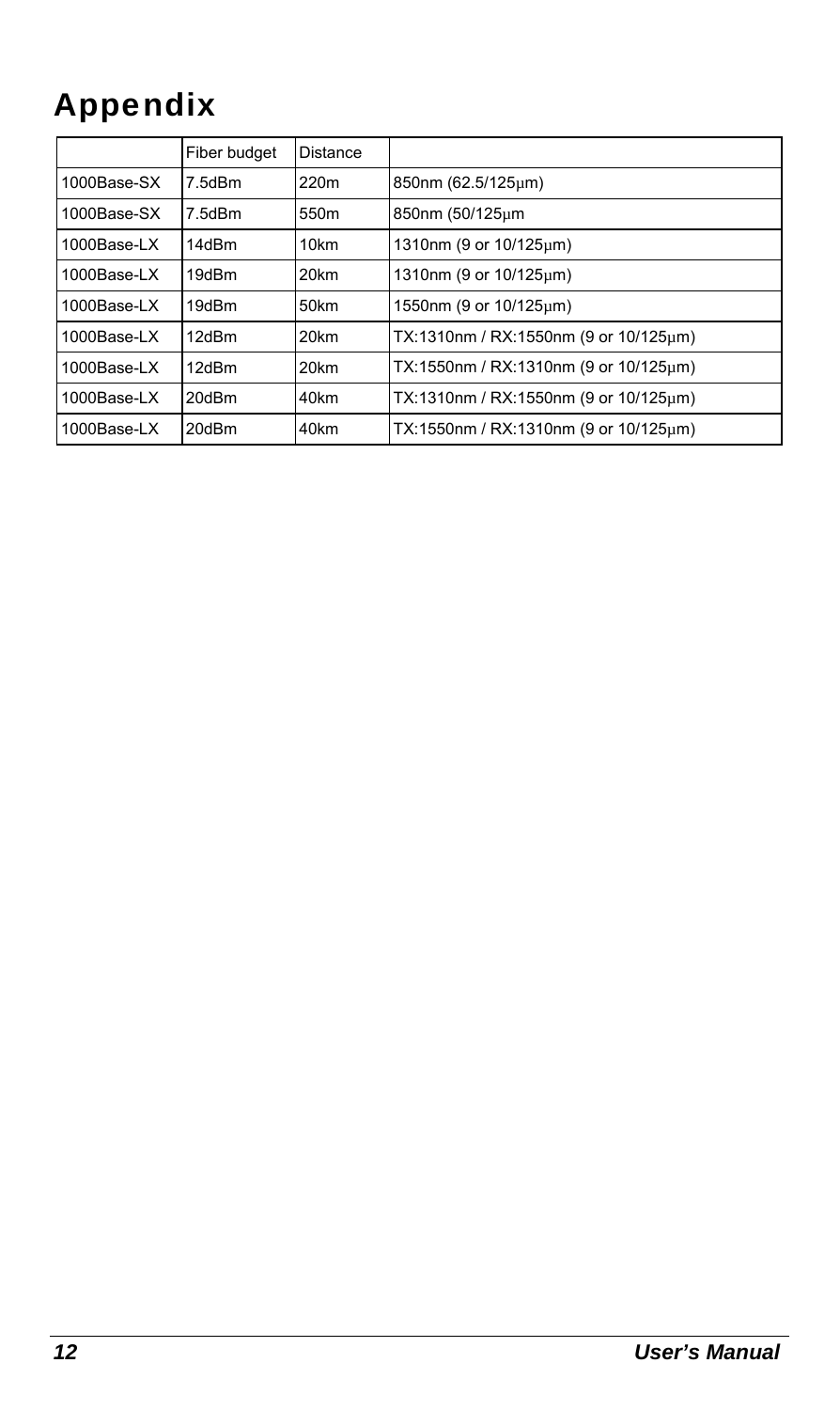# Appendix

| | Fiber budget | Distance | |
|---|---|---|---|
| 1000Base-SX | 7.5dBm | 220m | 850nm (62.5/125µm) |
| 1000Base-SX | 7.5dBm | 550m | 850nm (50/125µm |
| 1000Base-LX | 14dBm | 10km | 1310nm (9 or 10/125µm) |
| 1000Base-LX | 19dBm | 20km | 1310nm (9 or 10/125µm) |
| 1000Base-LX | 19dBm | 50km | 1550nm (9 or 10/125µm) |
| 1000Base-LX | 12dBm | 20km | TX:1310nm / RX:1550nm (9 or 10/125µm) |
| 1000Base-LX | 12dBm | 20km | TX:1550nm / RX:1310nm (9 or 10/125µm) |
| 1000Base-LX | 20dBm | 40km | TX:1310nm / RX:1550nm (9 or 10/125µm) |
| 1000Base-LX | 20dBm | 40km | TX:1550nm / RX:1310nm (9 or 10/125µm) |